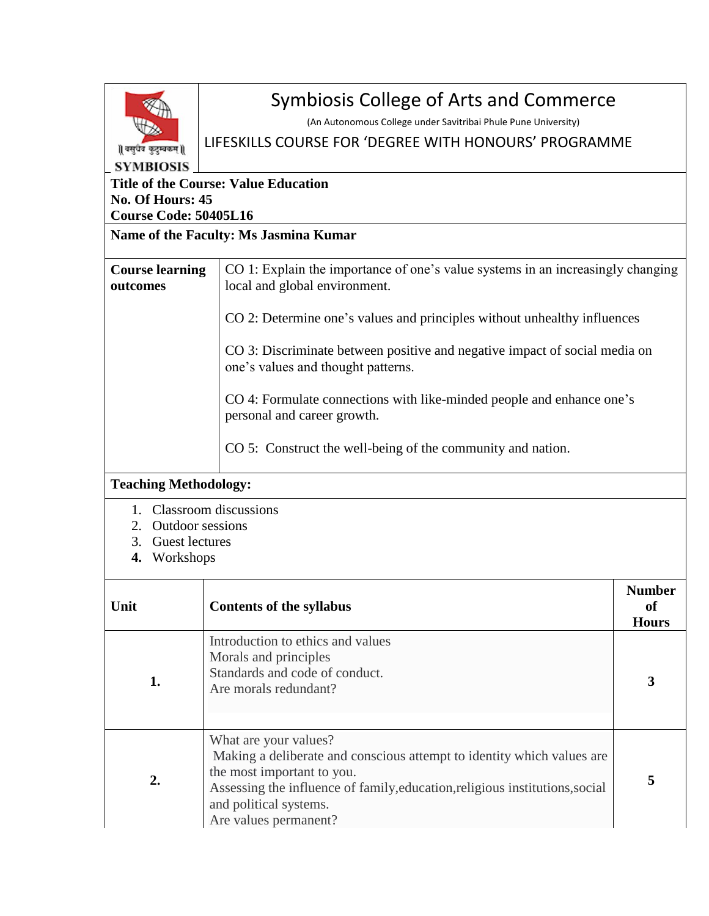# Symbiosis College of Arts and Commerce

(An Autonomous College under Savitribai Phule Pune University)

LIFESKILLS COURSE FOR 'DEGREE WITH HONOURS' PROGRAMME

|| वसुधैव कुटुम्बकम् ||

SYMBIOSIS

**Title of the Course: Value Education**
**No. Of Hours: 45**
**Course Code: 50405L16**

**Name of the Faculty: Ms Jasmina Kumar**

| **Course learning outcomes** | |
|---|---|
| | CO 1: Explain the importance of one's value systems in an increasingly changing local and global environment. |
| | CO 2: Determine one's values and principles without unhealthy influences |
| | CO 3: Discriminate between positive and negative impact of social media on one's values and thought patterns. |
| | CO 4: Formulate connections with like-minded people and enhance one's personal and career growth. |
| | CO 5: Construct the well-being of the community and nation. |

**Teaching Methodology:**

1. Classroom discussions
2. Outdoor sessions
3. Guest lectures
4. Workshops

| **Unit** | **Contents of the syllabus** | **Number of Hours** |
|---|---|---|
| **1.** | Introduction to ethics and values<br>Morals and principles<br>Standards and code of conduct.<br>Are morals redundant? | **3** |
| **2.** | What are your values?<br>Making a deliberate and conscious attempt to identity which values are the most important to you.<br>Assessing the influence of family,education,religious institutions,social and political systems.<br>Are values permanent? | **5** |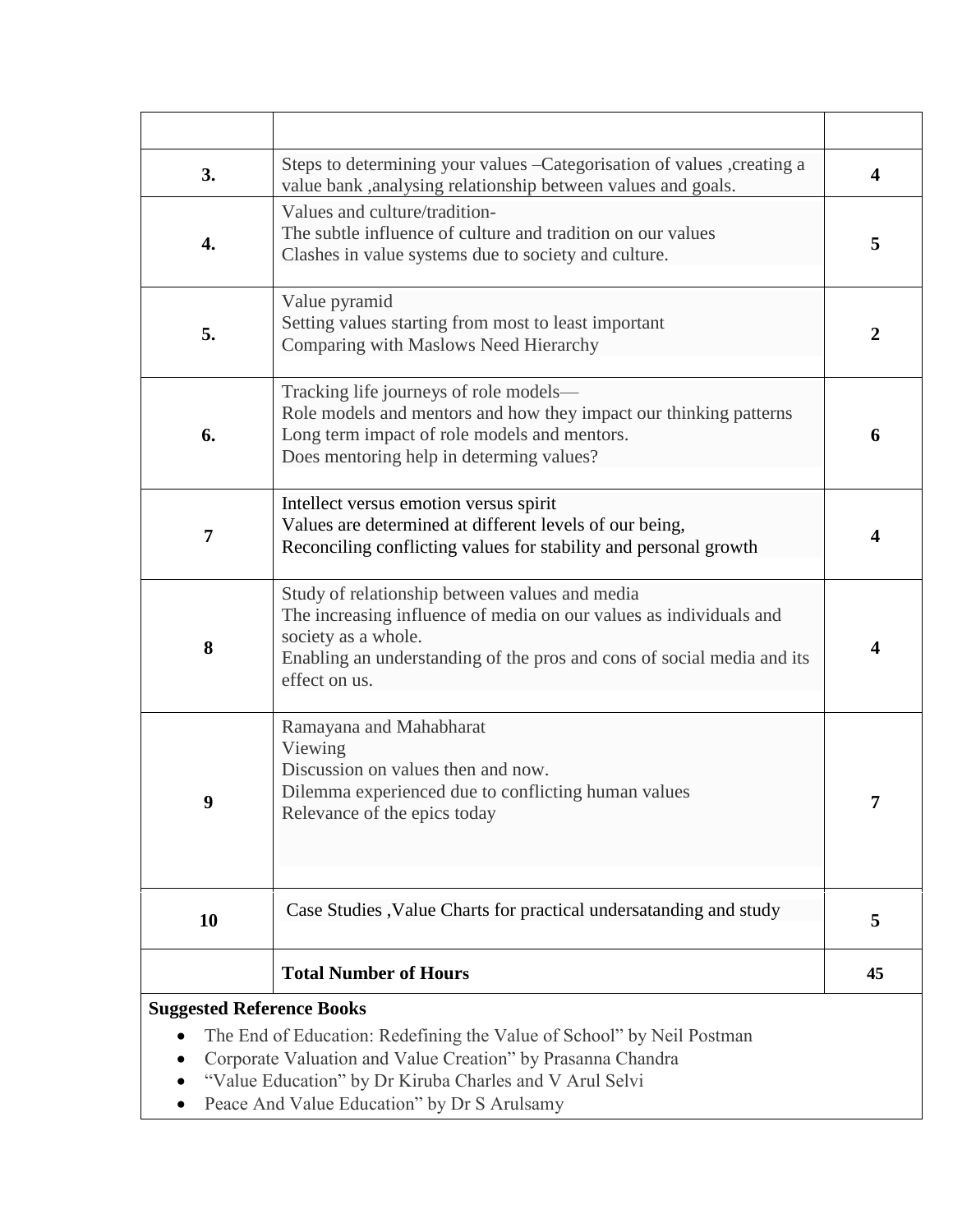| | | |
|---|---|---|
| | | |
| **3.** | Steps to determining your values –Categorisation of values ,creating a value bank ,analysing relationship between values and goals. | **4** |
| **4.** | Values and culture/tradition-<br>The subtle influence of culture and tradition on our values<br>Clashes in value systems due to society and culture. | **5** |
| **5.** | Value pyramid<br>Setting values starting from most to least important<br>Comparing with Maslows Need Hierarchy | **2** |
| **6.** | Tracking life journeys of role models—<br>Role models and mentors and how they impact our thinking patterns<br>Long term impact of role models and mentors.<br>Does mentoring help in determing values? | **6** |
| **7** | Intellect versus emotion versus spirit<br>Values are determined at different levels of our being,<br>Reconciling conflicting values for stability and personal growth | **4** |
| **8** | Study of relationship between values and media<br>The increasing influence of media on our values as individuals and society as a whole.<br>Enabling an understanding of the pros and cons of social media and its effect on us. | **4** |
| **9** | Ramayana and Mahabharat<br>Viewing<br>Discussion on values then and now.<br>Dilemma experienced due to conflicting human values<br>Relevance of the epics today | **7** |
| **10** | Case Studies ,Value Charts for practical undersatanding and study | **5** |
| | **Total Number of Hours** | **45** |

**Suggested Reference Books**

- The End of Education: Redefining the Value of School" by Neil Postman
- Corporate Valuation and Value Creation" by Prasanna Chandra
- "Value Education" by Dr Kiruba Charles and V Arul Selvi
- Peace And Value Education" by Dr S Arulsamy